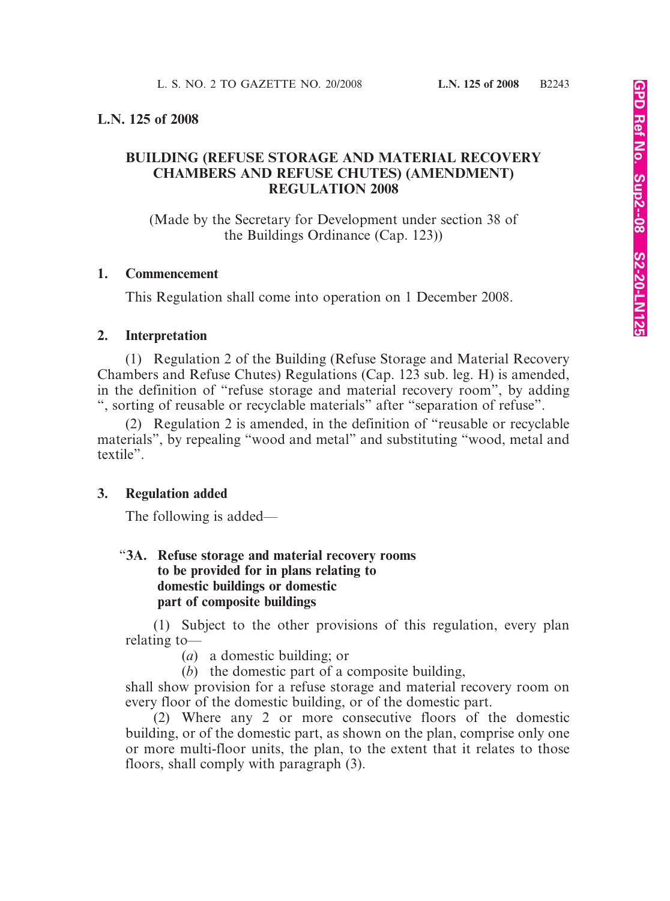## L.N. 125 of 2008

### BUILDING (REFUSE STORAGE AND MATERIAL RECOVERY CHAMBERS AND REFUSE CHUTES) (AMENDMENT) REGULATION 2008

(Made by the Secretary for Development under section 38 of the Buildings Ordinance (Cap. 123))

**1. Commencement**

This Regulation shall come into operation on 1 December 2008.

**2. Interpretation**

(1) Regulation 2 of the Building (Refuse Storage and Material Recovery Chambers and Refuse Chutes) Regulations (Cap. 123 sub. leg. H) is amended, in the definition of "refuse storage and material recovery room", by adding ", sorting of reusable or recyclable materials" after "separation of refuse".

(2) Regulation 2 is amended, in the definition of "reusable or recyclable materials", by repealing "wood and metal" and substituting "wood, metal and textile".

**3. Regulation added**

The following is added—

"**3A. Refuse storage and material recovery rooms to be provided for in plans relating to domestic buildings or domestic part of composite buildings**

(1) Subject to the other provisions of this regulation, every plan relating to—

(*a*) a domestic building; or

(*b*) the domestic part of a composite building,

shall show provision for a refuse storage and material recovery room on every floor of the domestic building, or of the domestic part.

(2) Where any 2 or more consecutive floors of the domestic building, or of the domestic part, as shown on the plan, comprise only one or more multi-floor units, the plan, to the extent that it relates to those floors, shall comply with paragraph (3).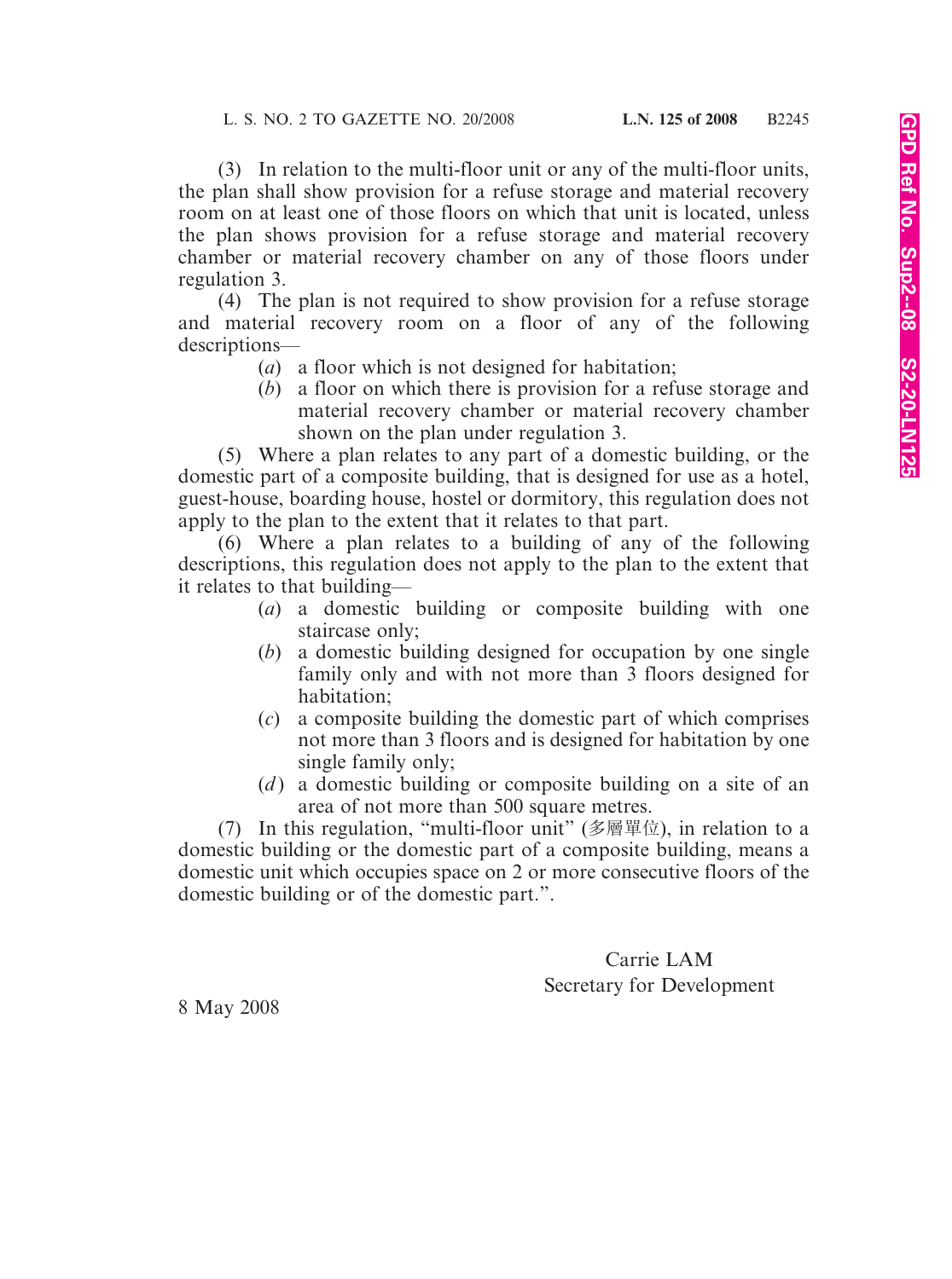(3) In relation to the multi-floor unit or any of the multi-floor units, the plan shall show provision for a refuse storage and material recovery room on at least one of those floors on which that unit is located, unless the plan shows provision for a refuse storage and material recovery chamber or material recovery chamber on any of those floors under regulation 3.

(4) The plan is not required to show provision for a refuse storage and material recovery room on a floor of any of the following descriptions—

(*a*) a floor which is not designed for habitation;

(*b*) a floor on which there is provision for a refuse storage and material recovery chamber or material recovery chamber shown on the plan under regulation 3.

(5) Where a plan relates to any part of a domestic building, or the domestic part of a composite building, that is designed for use as a hotel, guest-house, boarding house, hostel or dormitory, this regulation does not apply to the plan to the extent that it relates to that part.

(6) Where a plan relates to a building of any of the following descriptions, this regulation does not apply to the plan to the extent that it relates to that building—

(*a*) a domestic building or composite building with one staircase only;

(*b*) a domestic building designed for occupation by one single family only and with not more than 3 floors designed for habitation;

(*c*) a composite building the domestic part of which comprises not more than 3 floors and is designed for habitation by one single family only;

(*d*) a domestic building or composite building on a site of an area of not more than 500 square metres.

(7) In this regulation, "multi-floor unit" (多層單位), in relation to a domestic building or the domestic part of a composite building, means a domestic unit which occupies space on 2 or more consecutive floors of the domestic building or of the domestic part.".

Carrie LAM
Secretary for Development

8 May 2008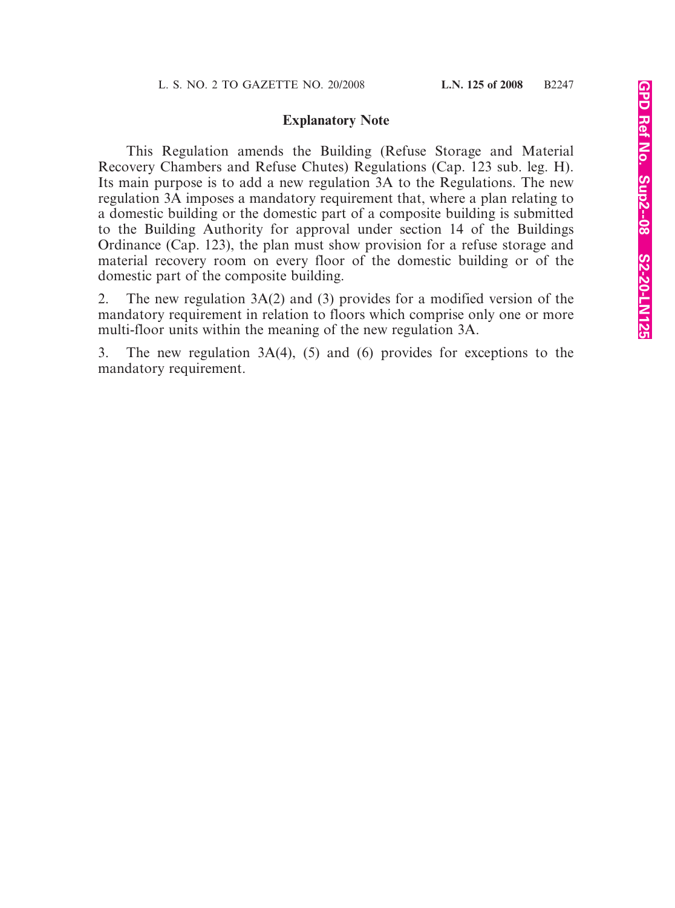## Explanatory Note

This Regulation amends the Building (Refuse Storage and Material Recovery Chambers and Refuse Chutes) Regulations (Cap. 123 sub. leg. H). Its main purpose is to add a new regulation 3A to the Regulations. The new regulation 3A imposes a mandatory requirement that, where a plan relating to a domestic building or the domestic part of a composite building is submitted to the Building Authority for approval under section 14 of the Buildings Ordinance (Cap. 123), the plan must show provision for a refuse storage and material recovery room on every floor of the domestic building or of the domestic part of the composite building.

2. The new regulation 3A(2) and (3) provides for a modified version of the mandatory requirement in relation to floors which comprise only one or more multi-floor units within the meaning of the new regulation 3A.

3. The new regulation 3A(4), (5) and (6) provides for exceptions to the mandatory requirement.